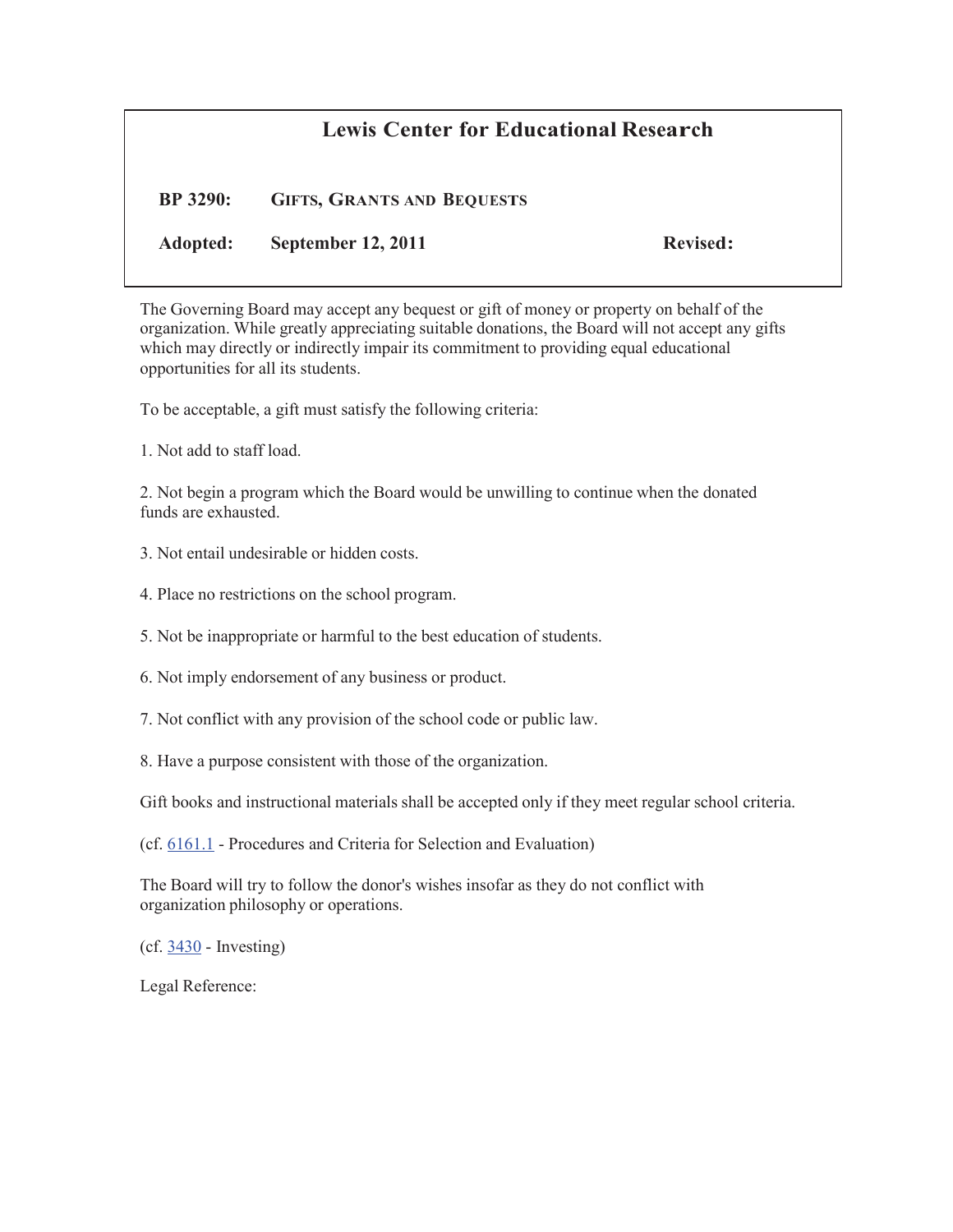# Lewis Center for Educational Research

**BP 3290:** **GIFTS, GRANTS AND BEQUESTS**

**Adopted:** **September 12, 2011** **Revised:**

The Governing Board may accept any bequest or gift of money or property on behalf of the organization. While greatly appreciating suitable donations, the Board will not accept any gifts which may directly or indirectly impair its commitment to providing equal educational opportunities for all its students.

To be acceptable, a gift must satisfy the following criteria:

1. Not add to staff load.

2. Not begin a program which the Board would be unwilling to continue when the donated funds are exhausted.

3. Not entail undesirable or hidden costs.

4. Place no restrictions on the school program.

5. Not be inappropriate or harmful to the best education of students.

6. Not imply endorsement of any business or product.

7. Not conflict with any provision of the school code or public law.

8. Have a purpose consistent with those of the organization.

Gift books and instructional materials shall be accepted only if they meet regular school criteria.

(cf. 6161.1 - Procedures and Criteria for Selection and Evaluation)

The Board will try to follow the donor's wishes insofar as they do not conflict with organization philosophy or operations.

(cf. 3430 - Investing)

Legal Reference: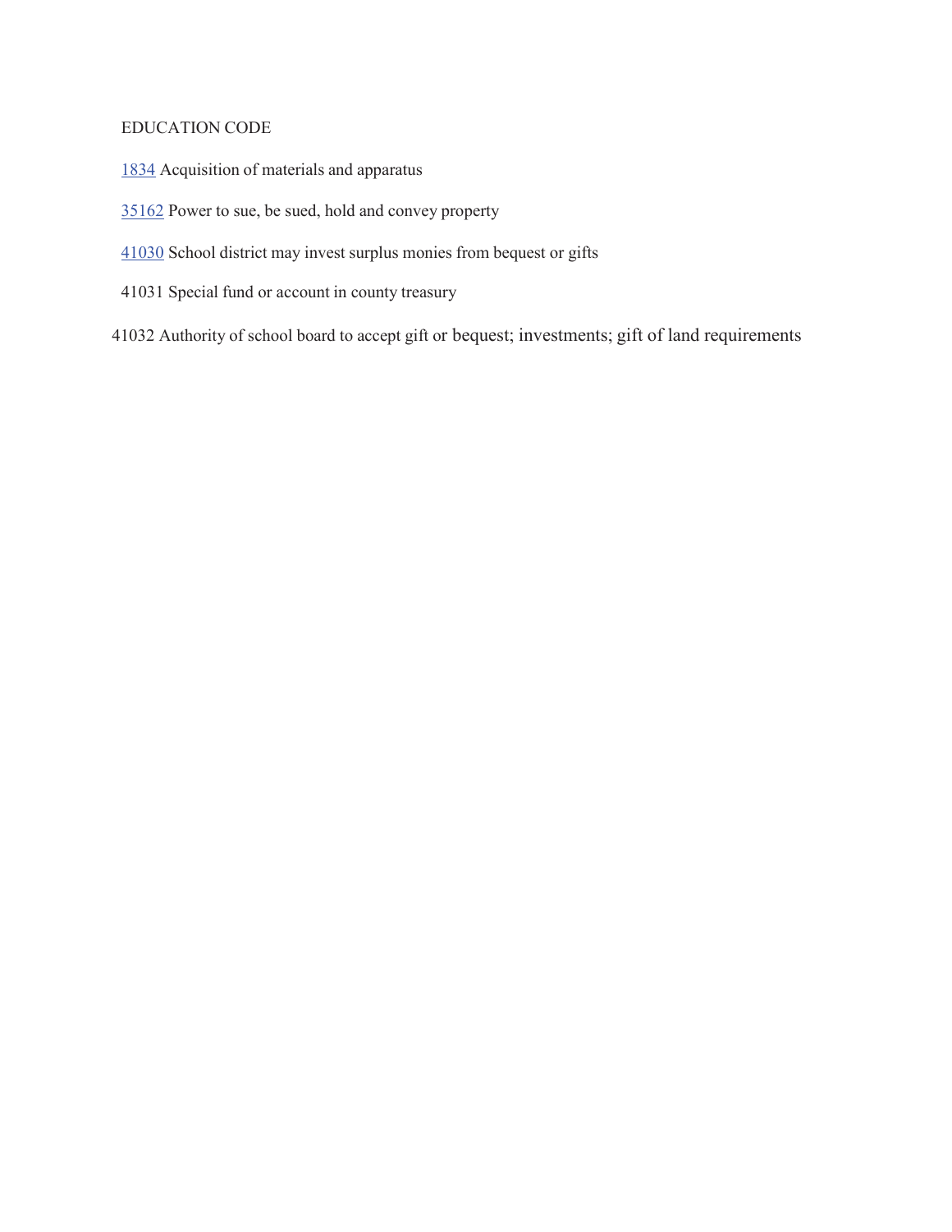EDUCATION CODE

1834 Acquisition of materials and apparatus

35162 Power to sue, be sued, hold and convey property

41030 School district may invest surplus monies from bequest or gifts

41031 Special fund or account in county treasury

41032 Authority of school board to accept gift or bequest; investments; gift of land requirements